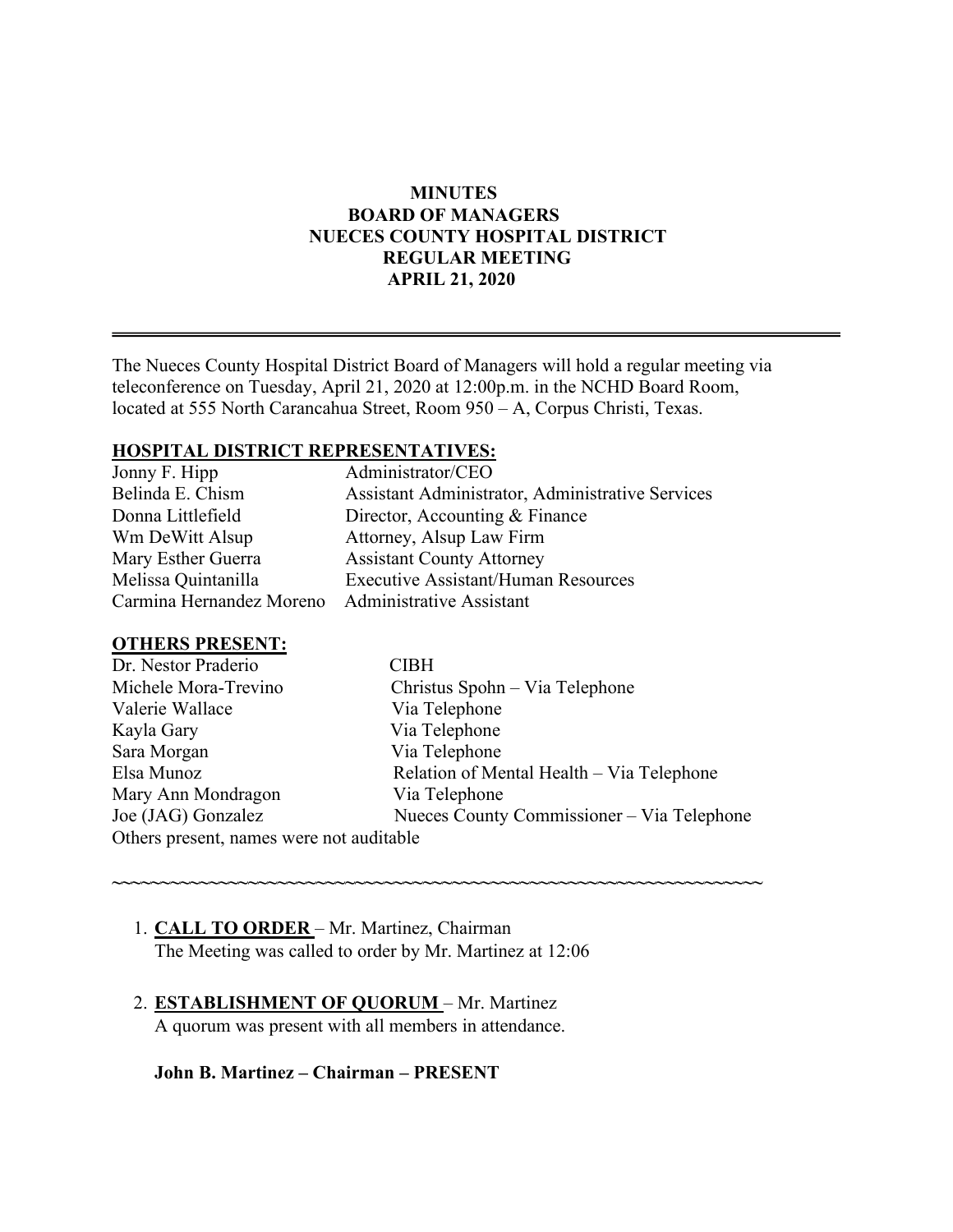# MINUTES
## BOARD OF MANAGERS
## NUECES COUNTY HOSPITAL DISTRICT
## REGULAR MEETING
## APRIL 21, 2020

---

The Nueces County Hospital District Board of Managers will hold a regular meeting via teleconference on Tuesday, April 21, 2020 at 12:00p.m. in the NCHD Board Room, located at 555 North Carancahua Street, Room 950 – A, Corpus Christi, Texas.

**HOSPITAL DISTRICT REPRESENTATIVES:**

| | |
|---|---|
| Jonny F. Hipp | Administrator/CEO |
| Belinda E. Chism | Assistant Administrator, Administrative Services |
| Donna Littlefield | Director, Accounting & Finance |
| Wm DeWitt Alsup | Attorney, Alsup Law Firm |
| Mary Esther Guerra | Assistant County Attorney |
| Melissa Quintanilla | Executive Assistant/Human Resources |
| Carmina Hernandez Moreno | Administrative Assistant |

**OTHERS PRESENT:**

| | |
|---|---|
| Dr. Nestor Praderio | CIBH |
| Michele Mora-Trevino | Christus Spohn – Via Telephone |
| Valerie Wallace | Via Telephone |
| Kayla Gary | Via Telephone |
| Sara Morgan | Via Telephone |
| Elsa Munoz | Relation of Mental Health – Via Telephone |
| Mary Ann Mondragon | Via Telephone |
| Joe (JAG) Gonzalez | Nueces County Commissioner – Via Telephone |

Others present, names were not auditable

~~~~~~~~~~~~~~~~~~~~~~~~~~~~~~~~~~~~~~~~~~~~~~~~~~~~~~~~~~~~~~~~~~~~~~~~

1. **CALL TO ORDER** – Mr. Martinez, Chairman
   The Meeting was called to order by Mr. Martinez at 12:06

2. **ESTABLISHMENT OF QUORUM** – Mr. Martinez
   A quorum was present with all members in attendance.

   **John B. Martinez – Chairman – PRESENT**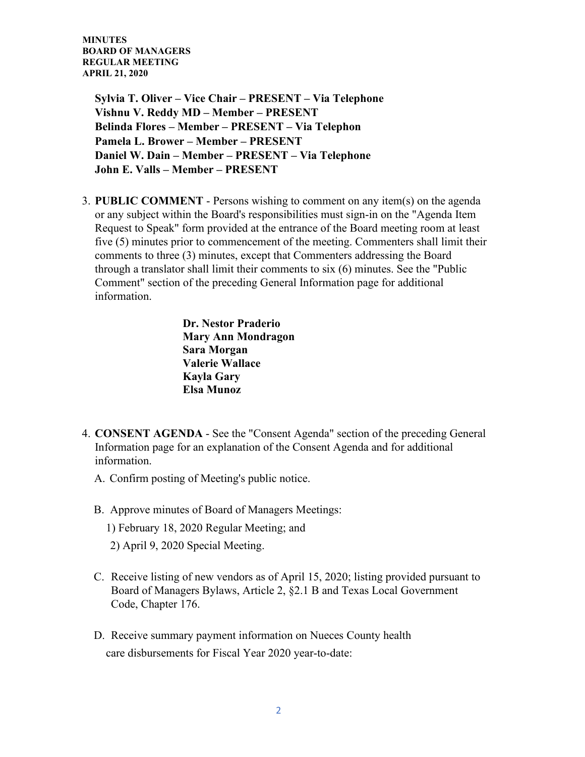**Sylvia T. Oliver – Vice Chair – PRESENT – Via Telephone**
**Vishnu V. Reddy MD – Member – PRESENT**
**Belinda Flores – Member – PRESENT – Via Telephon**
**Pamela L. Brower – Member – PRESENT**
**Daniel W. Dain – Member – PRESENT – Via Telephone**
**John E. Valls – Member – PRESENT**

3. **PUBLIC COMMENT** - Persons wishing to comment on any item(s) on the agenda or any subject within the Board's responsibilities must sign-in on the "Agenda Item Request to Speak" form provided at the entrance of the Board meeting room at least five (5) minutes prior to commencement of the meeting. Commenters shall limit their comments to three (3) minutes, except that Commenters addressing the Board through a translator shall limit their comments to six (6) minutes. See the "Public Comment" section of the preceding General Information page for additional information.

    **Dr. Nestor Praderio**
    **Mary Ann Mondragon**
    **Sara Morgan**
    **Valerie Wallace**
    **Kayla Gary**
    **Elsa Munoz**

4. **CONSENT AGENDA** - See the "Consent Agenda" section of the preceding General Information page for an explanation of the Consent Agenda and for additional information.

   A. Confirm posting of Meeting's public notice.

   B. Approve minutes of Board of Managers Meetings:

      1) February 18, 2020 Regular Meeting; and

      2) April 9, 2020 Special Meeting.

   C. Receive listing of new vendors as of April 15, 2020; listing provided pursuant to Board of Managers Bylaws, Article 2, §2.1 B and Texas Local Government Code, Chapter 176.

   D. Receive summary payment information on Nueces County health care disbursements for Fiscal Year 2020 year-to-date: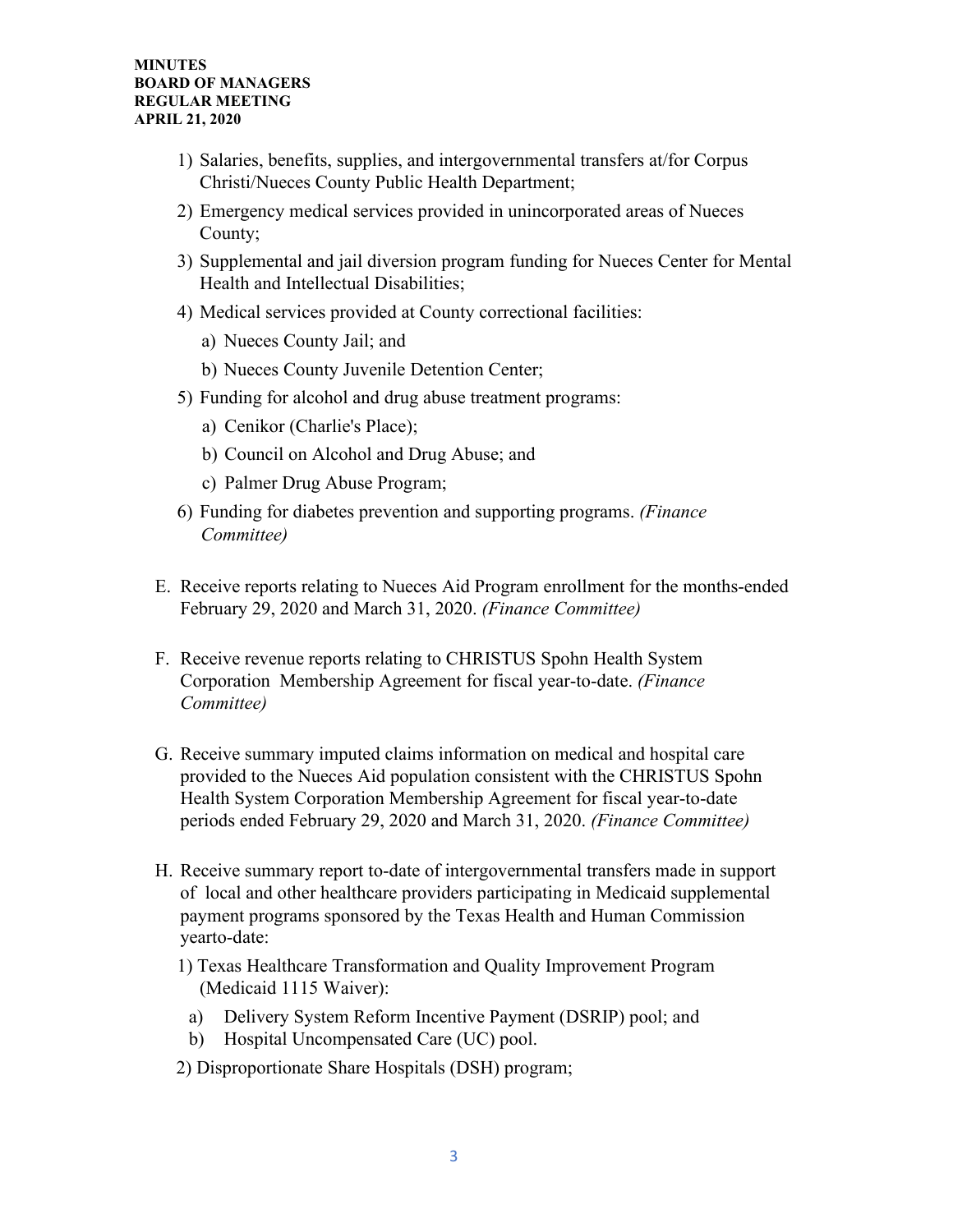1) Salaries, benefits, supplies, and intergovernmental transfers at/for Corpus Christi/Nueces County Public Health Department;
2) Emergency medical services provided in unincorporated areas of Nueces County;
3) Supplemental and jail diversion program funding for Nueces Center for Mental Health and Intellectual Disabilities;
4) Medical services provided at County correctional facilities:
   a) Nueces County Jail; and
   b) Nueces County Juvenile Detention Center;
5) Funding for alcohol and drug abuse treatment programs:
   a) Cenikor (Charlie's Place);
   b) Council on Alcohol and Drug Abuse; and
   c) Palmer Drug Abuse Program;
6) Funding for diabetes prevention and supporting programs. *(Finance Committee)*

E. Receive reports relating to Nueces Aid Program enrollment for the months-ended February 29, 2020 and March 31, 2020. *(Finance Committee)*

F. Receive revenue reports relating to CHRISTUS Spohn Health System Corporation Membership Agreement for fiscal year-to-date. *(Finance Committee)*

G. Receive summary imputed claims information on medical and hospital care provided to the Nueces Aid population consistent with the CHRISTUS Spohn Health System Corporation Membership Agreement for fiscal year-to-date periods ended February 29, 2020 and March 31, 2020. *(Finance Committee)*

H. Receive summary report to-date of intergovernmental transfers made in support of local and other healthcare providers participating in Medicaid supplemental payment programs sponsored by the Texas Health and Human Commission yearto-date:
   1) Texas Healthcare Transformation and Quality Improvement Program (Medicaid 1115 Waiver):
      a) Delivery System Reform Incentive Payment (DSRIP) pool; and
      b) Hospital Uncompensated Care (UC) pool.
   2) Disproportionate Share Hospitals (DSH) program;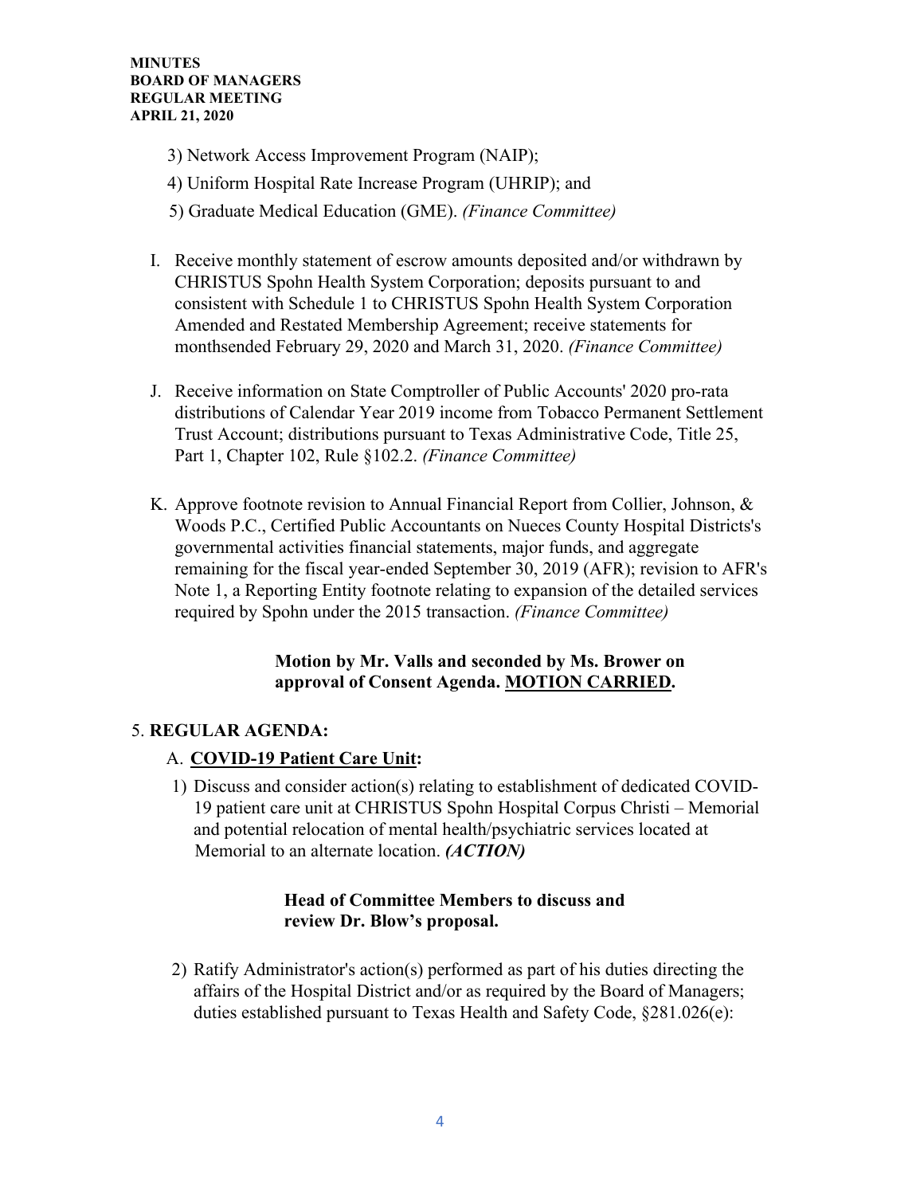3) Network Access Improvement Program (NAIP);
4) Uniform Hospital Rate Increase Program (UHRIP); and
5) Graduate Medical Education (GME). *(Finance Committee)*

I. Receive monthly statement of escrow amounts deposited and/or withdrawn by CHRISTUS Spohn Health System Corporation; deposits pursuant to and consistent with Schedule 1 to CHRISTUS Spohn Health System Corporation Amended and Restated Membership Agreement; receive statements for monthsended February 29, 2020 and March 31, 2020. *(Finance Committee)*

J. Receive information on State Comptroller of Public Accounts' 2020 pro-rata distributions of Calendar Year 2019 income from Tobacco Permanent Settlement Trust Account; distributions pursuant to Texas Administrative Code, Title 25, Part 1, Chapter 102, Rule §102.2. *(Finance Committee)*

K. Approve footnote revision to Annual Financial Report from Collier, Johnson, & Woods P.C., Certified Public Accountants on Nueces County Hospital Districts's governmental activities financial statements, major funds, and aggregate remaining for the fiscal year-ended September 30, 2019 (AFR); revision to AFR's Note 1, a Reporting Entity footnote relating to expansion of the detailed services required by Spohn under the 2015 transaction. *(Finance Committee)*

**Motion by Mr. Valls and seconded by Ms. Brower on approval of Consent Agenda. MOTION CARRIED.**

5. **REGULAR AGENDA:**

A. **COVID-19 Patient Care Unit:**

1) Discuss and consider action(s) relating to establishment of dedicated COVID-19 patient care unit at CHRISTUS Spohn Hospital Corpus Christi – Memorial and potential relocation of mental health/psychiatric services located at Memorial to an alternate location. ***(ACTION)***

**Head of Committee Members to discuss and review Dr. Blow's proposal.**

2) Ratify Administrator's action(s) performed as part of his duties directing the affairs of the Hospital District and/or as required by the Board of Managers; duties established pursuant to Texas Health and Safety Code, §281.026(e):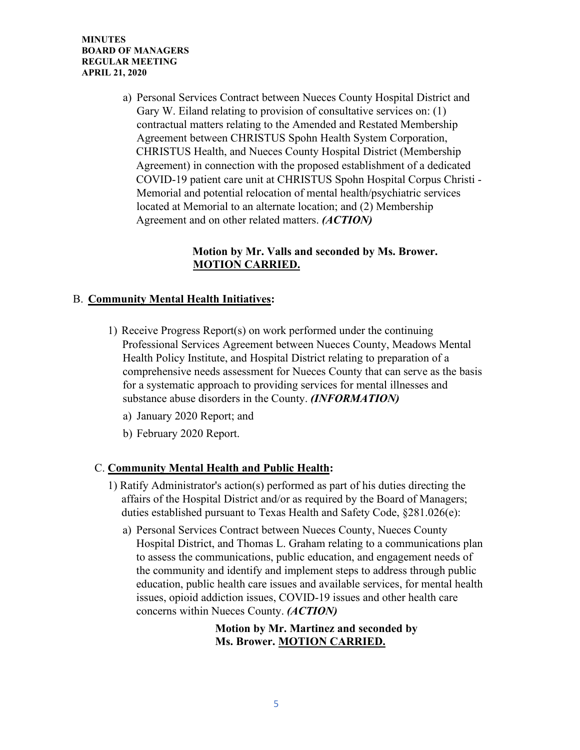a) Personal Services Contract between Nueces County Hospital District and Gary W. Eiland relating to provision of consultative services on: (1) contractual matters relating to the Amended and Restated Membership Agreement between CHRISTUS Spohn Health System Corporation, CHRISTUS Health, and Nueces County Hospital District (Membership Agreement) in connection with the proposed establishment of a dedicated COVID-19 patient care unit at CHRISTUS Spohn Hospital Corpus Christi - Memorial and potential relocation of mental health/psychiatric services located at Memorial to an alternate location; and (2) Membership Agreement and on other related matters. ***(ACTION)***

**Motion by Mr. Valls and seconded by Ms. Brower. MOTION CARRIED.**

B. **Community Mental Health Initiatives:**

1) Receive Progress Report(s) on work performed under the continuing Professional Services Agreement between Nueces County, Meadows Mental Health Policy Institute, and Hospital District relating to preparation of a comprehensive needs assessment for Nueces County that can serve as the basis for a systematic approach to providing services for mental illnesses and substance abuse disorders in the County. ***(INFORMATION)***

   a) January 2020 Report; and

   b) February 2020 Report.

C. **Community Mental Health and Public Health:**

1) Ratify Administrator's action(s) performed as part of his duties directing the affairs of the Hospital District and/or as required by the Board of Managers; duties established pursuant to Texas Health and Safety Code, §281.026(e):

   a) Personal Services Contract between Nueces County, Nueces County Hospital District, and Thomas L. Graham relating to a communications plan to assess the communications, public education, and engagement needs of the community and identify and implement steps to address through public education, public health care issues and available services, for mental health issues, opioid addiction issues, COVID-19 issues and other health care concerns within Nueces County. ***(ACTION)***

**Motion by Mr. Martinez and seconded by Ms. Brower. MOTION CARRIED.**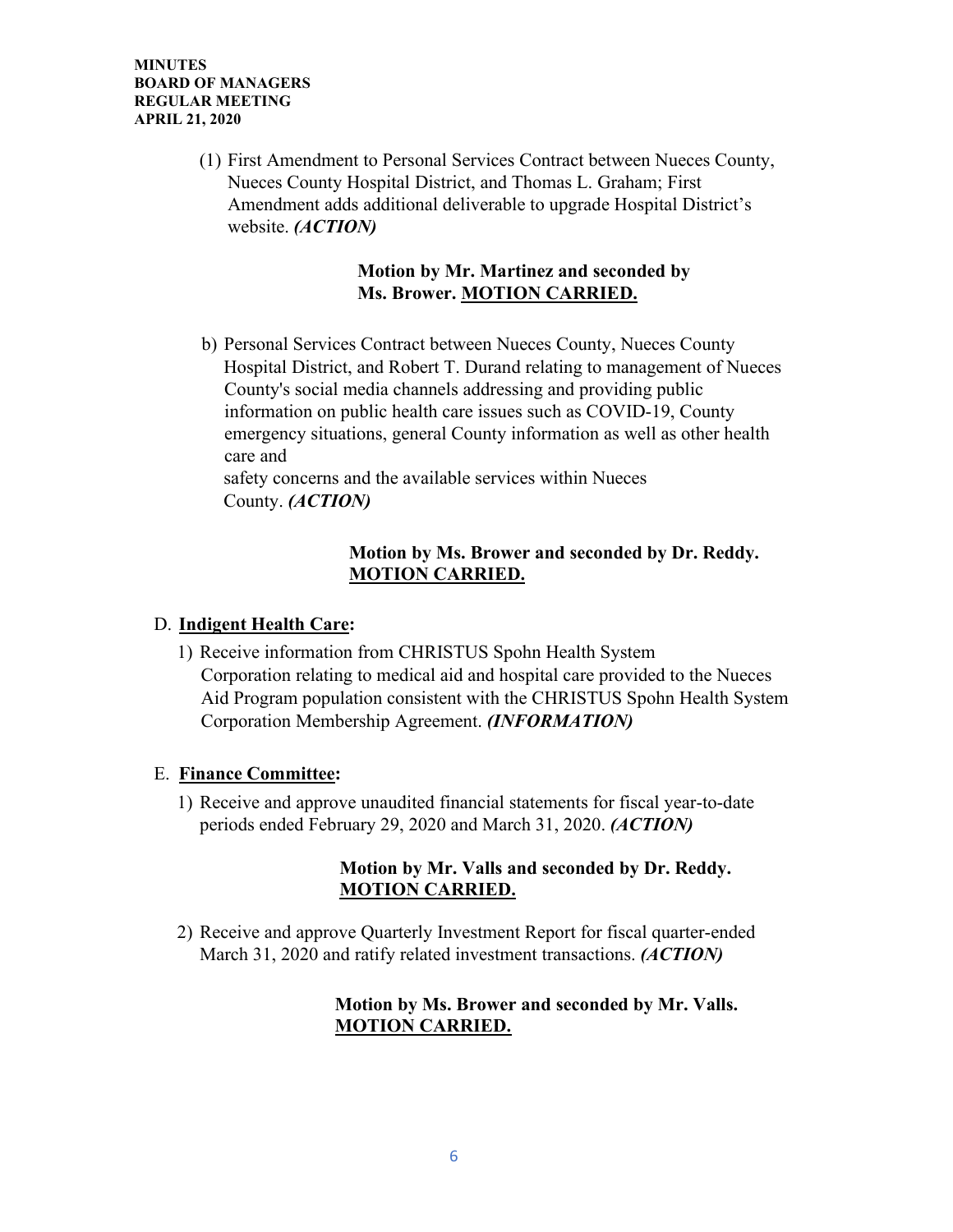(1) First Amendment to Personal Services Contract between Nueces County, Nueces County Hospital District, and Thomas L. Graham; First Amendment adds additional deliverable to upgrade Hospital District's website. ***(ACTION)***

**Motion by Mr. Martinez and seconded by Ms. Brower. <u>MOTION CARRIED.</u>**

b) Personal Services Contract between Nueces County, Nueces County Hospital District, and Robert T. Durand relating to management of Nueces County's social media channels addressing and providing public information on public health care issues such as COVID-19, County emergency situations, general County information as well as other health care and safety concerns and the available services within Nueces County. ***(ACTION)***

**Motion by Ms. Brower and seconded by Dr. Reddy. <u>MOTION CARRIED.</u>**

D. **<u>Indigent Health Care</u>:**

1) Receive information from CHRISTUS Spohn Health System Corporation relating to medical aid and hospital care provided to the Nueces Aid Program population consistent with the CHRISTUS Spohn Health System Corporation Membership Agreement. ***(INFORMATION)***

E. **<u>Finance Committee</u>:**

1) Receive and approve unaudited financial statements for fiscal year-to-date periods ended February 29, 2020 and March 31, 2020. ***(ACTION)***

**Motion by Mr. Valls and seconded by Dr. Reddy. <u>MOTION CARRIED.</u>**

2) Receive and approve Quarterly Investment Report for fiscal quarter-ended March 31, 2020 and ratify related investment transactions. ***(ACTION)***

**Motion by Ms. Brower and seconded by Mr. Valls. <u>MOTION CARRIED.</u>**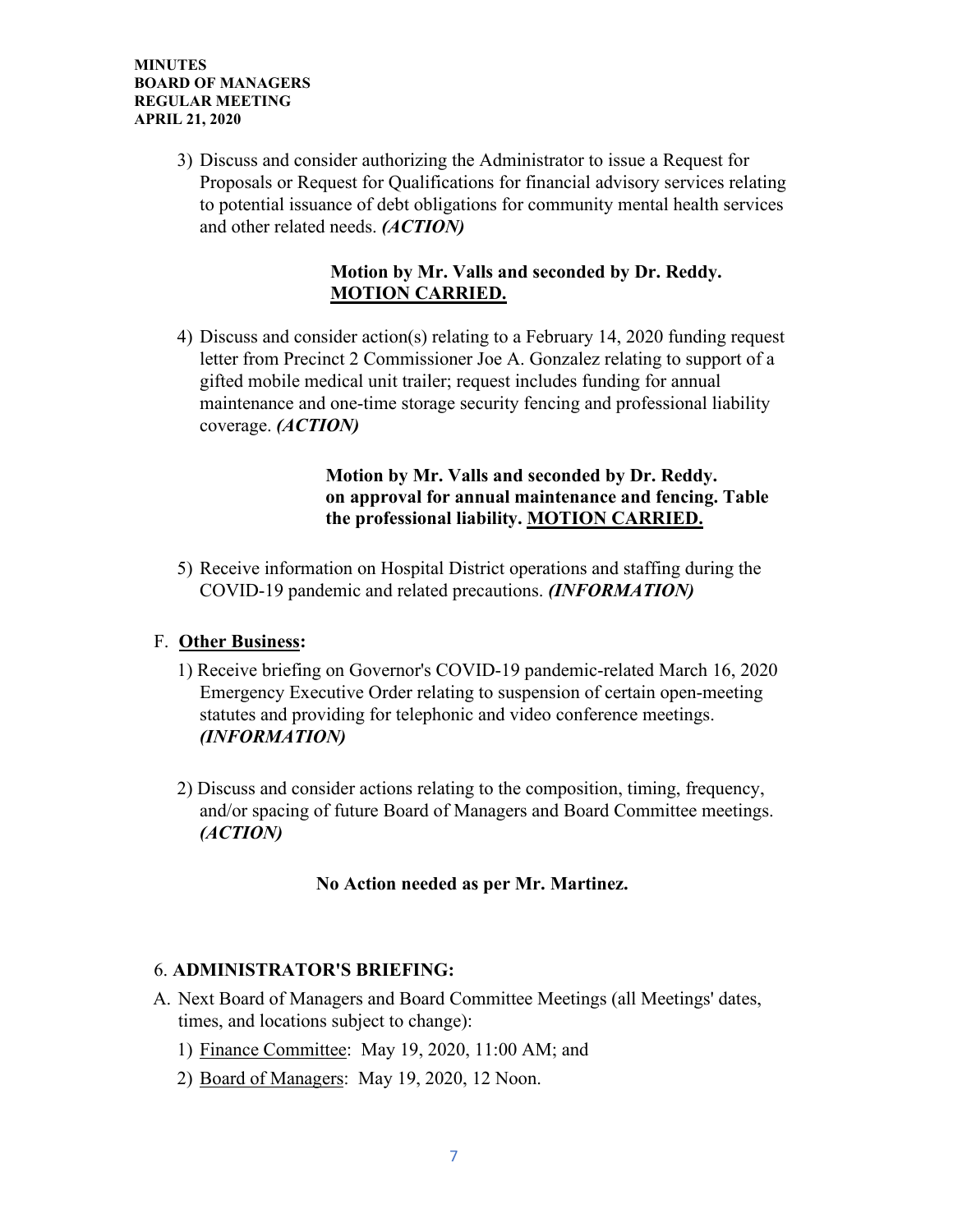3) Discuss and consider authorizing the Administrator to issue a Request for Proposals or Request for Qualifications for financial advisory services relating to potential issuance of debt obligations for community mental health services and other related needs. ***(ACTION)***

**Motion by Mr. Valls and seconded by Dr. Reddy. <u>MOTION CARRIED.</u>**

4) Discuss and consider action(s) relating to a February 14, 2020 funding request letter from Precinct 2 Commissioner Joe A. Gonzalez relating to support of a gifted mobile medical unit trailer; request includes funding for annual maintenance and one-time storage security fencing and professional liability coverage. ***(ACTION)***

**Motion by Mr. Valls and seconded by Dr. Reddy. on approval for annual maintenance and fencing. Table the professional liability. <u>MOTION CARRIED.</u>**

5) Receive information on Hospital District operations and staffing during the COVID-19 pandemic and related precautions. ***(INFORMATION)***

F. **<u>Other Business</u>:**

1) Receive briefing on Governor's COVID-19 pandemic-related March 16, 2020 Emergency Executive Order relating to suspension of certain open-meeting statutes and providing for telephonic and video conference meetings. ***(INFORMATION)***

2) Discuss and consider actions relating to the composition, timing, frequency, and/or spacing of future Board of Managers and Board Committee meetings. ***(ACTION)***

**No Action needed as per Mr. Martinez.**

6. **ADMINISTRATOR'S BRIEFING:**

A. Next Board of Managers and Board Committee Meetings (all Meetings' dates, times, and locations subject to change):

1) <u>Finance Committee</u>: May 19, 2020, 11:00 AM; and
2) <u>Board of Managers</u>: May 19, 2020, 12 Noon.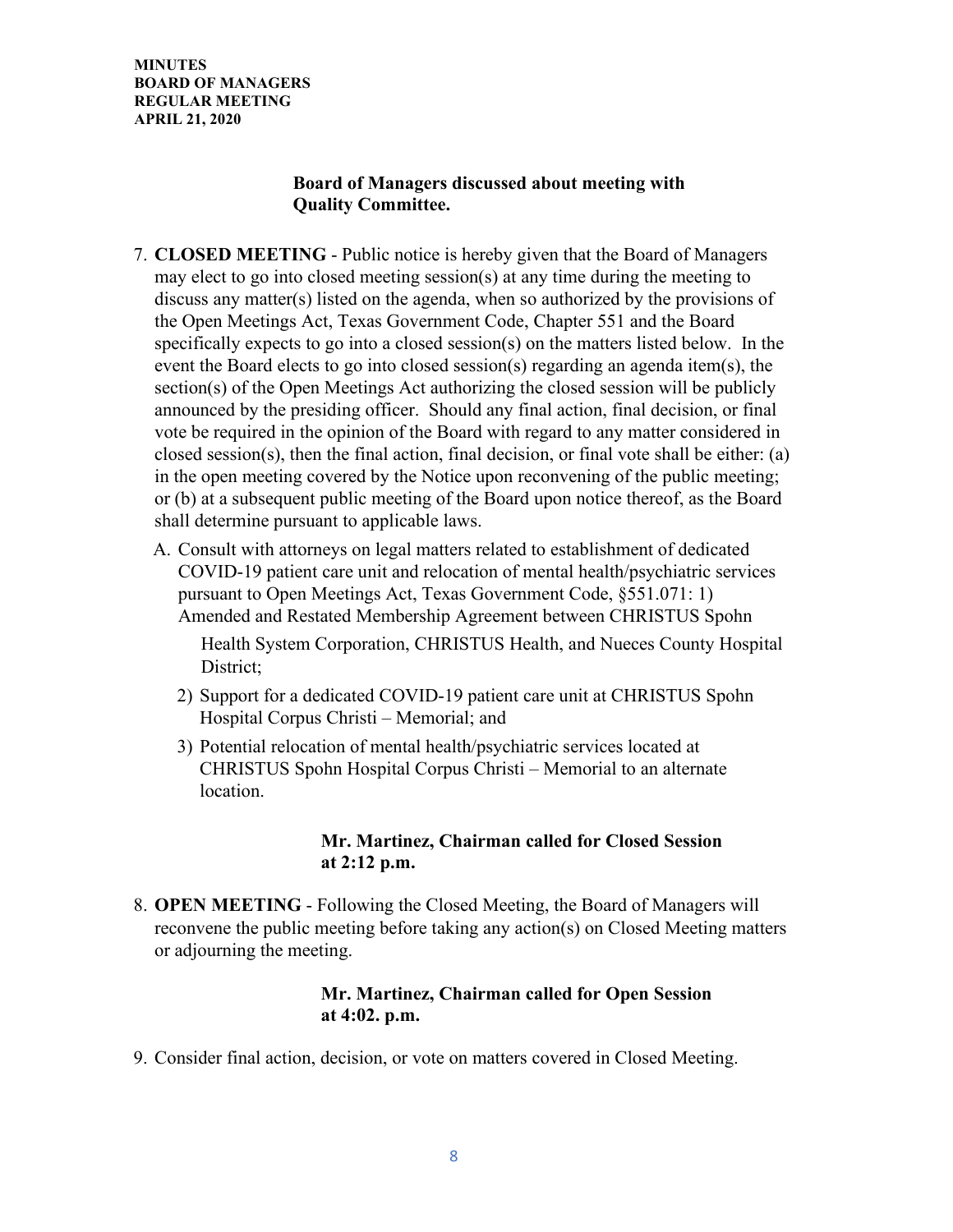**Board of Managers discussed about meeting with Quality Committee.**

7. **CLOSED MEETING** - Public notice is hereby given that the Board of Managers may elect to go into closed meeting session(s) at any time during the meeting to discuss any matter(s) listed on the agenda, when so authorized by the provisions of the Open Meetings Act, Texas Government Code, Chapter 551 and the Board specifically expects to go into a closed session(s) on the matters listed below. In the event the Board elects to go into closed session(s) regarding an agenda item(s), the section(s) of the Open Meetings Act authorizing the closed session will be publicly announced by the presiding officer. Should any final action, final decision, or final vote be required in the opinion of the Board with regard to any matter considered in closed session(s), then the final action, final decision, or final vote shall be either: (a) in the open meeting covered by the Notice upon reconvening of the public meeting; or (b) at a subsequent public meeting of the Board upon notice thereof, as the Board shall determine pursuant to applicable laws.

   A. Consult with attorneys on legal matters related to establishment of dedicated COVID-19 patient care unit and relocation of mental health/psychiatric services pursuant to Open Meetings Act, Texas Government Code, §551.071: 1) Amended and Restated Membership Agreement between CHRISTUS Spohn Health System Corporation, CHRISTUS Health, and Nueces County Hospital District;

      2) Support for a dedicated COVID-19 patient care unit at CHRISTUS Spohn Hospital Corpus Christi – Memorial; and

      3) Potential relocation of mental health/psychiatric services located at CHRISTUS Spohn Hospital Corpus Christi – Memorial to an alternate location.

   **Mr. Martinez, Chairman called for Closed Session at 2:12 p.m.**

8. **OPEN MEETING** - Following the Closed Meeting, the Board of Managers will reconvene the public meeting before taking any action(s) on Closed Meeting matters or adjourning the meeting.

   **Mr. Martinez, Chairman called for Open Session at 4:02. p.m.**

9. Consider final action, decision, or vote on matters covered in Closed Meeting.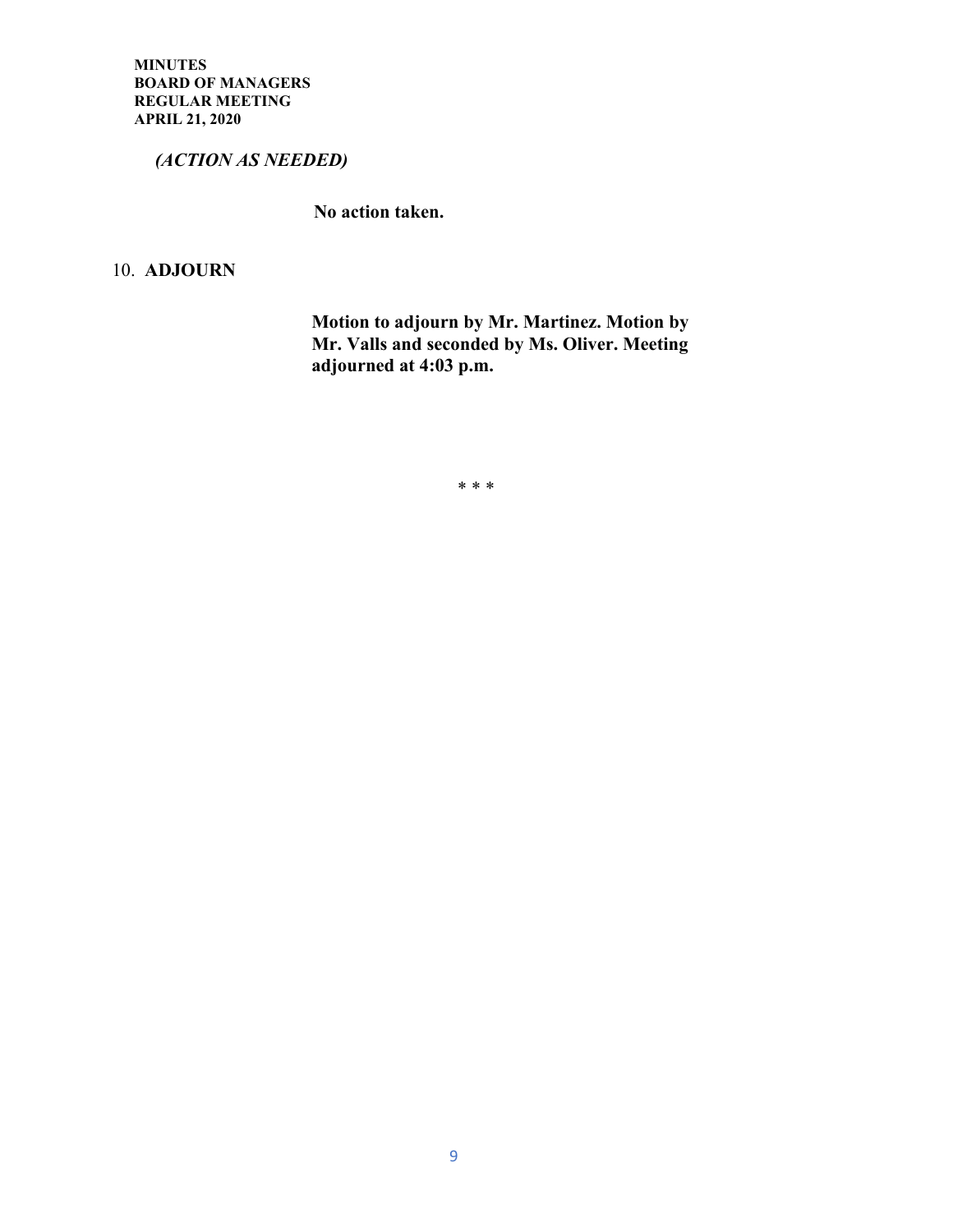***(ACTION AS NEEDED)***

**No action taken.**

10. **ADJOURN**

**Motion to adjourn by Mr. Martinez. Motion by Mr. Valls and seconded by Ms. Oliver. Meeting adjourned at 4:03 p.m.**

\* \* \*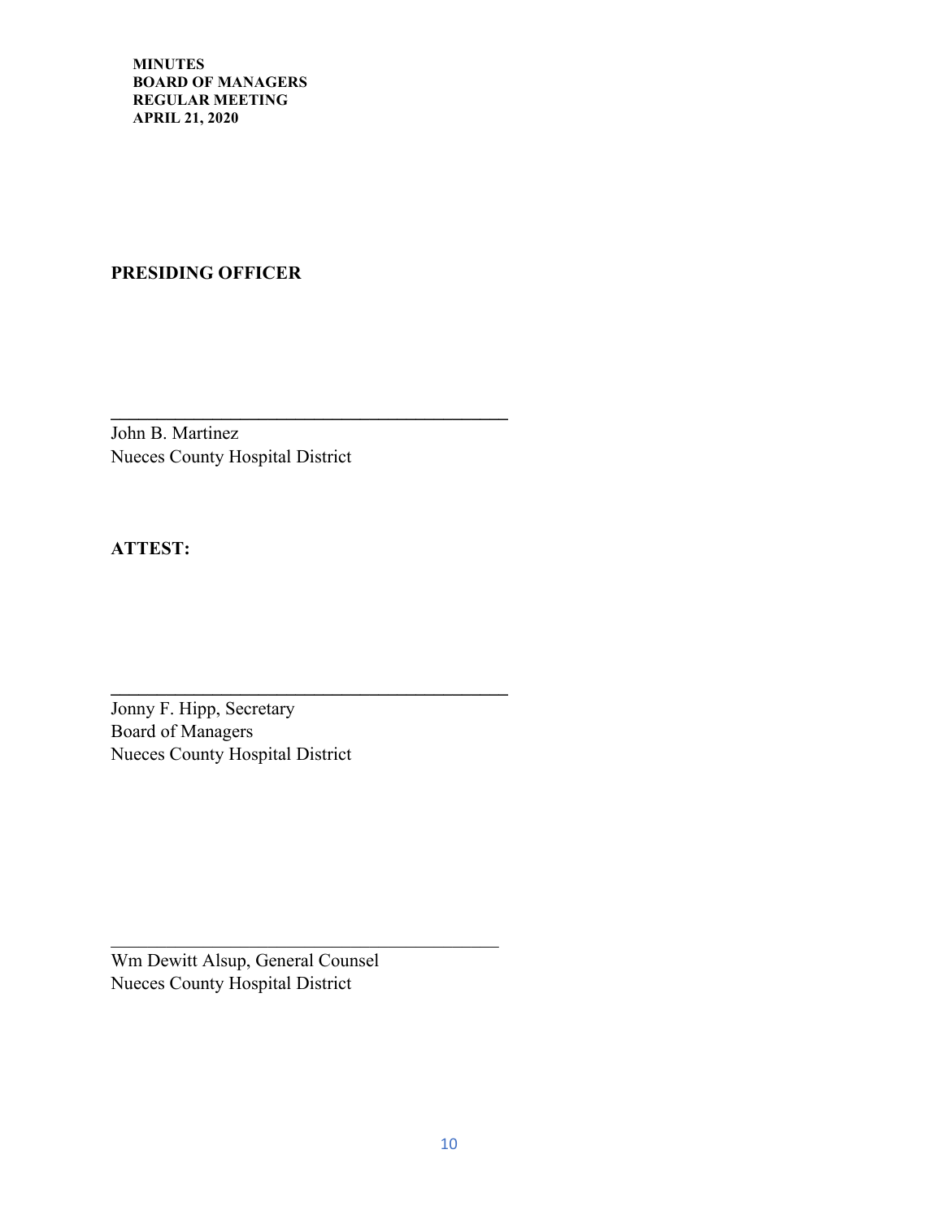**PRESIDING OFFICER**

\_\_\_\_\_\_\_\_\_\_\_\_\_\_\_\_\_\_\_\_\_\_\_\_\_\_\_\_\_\_\_\_\_\_\_\_\_\_\_\_\_\_\_

John B. Martinez
Nueces County Hospital District

**ATTEST:**

\_\_\_\_\_\_\_\_\_\_\_\_\_\_\_\_\_\_\_\_\_\_\_\_\_\_\_\_\_\_\_\_\_\_\_\_\_\_\_\_\_\_\_

Jonny F. Hipp, Secretary
Board of Managers
Nueces County Hospital District

\_\_\_\_\_\_\_\_\_\_\_\_\_\_\_\_\_\_\_\_\_\_\_\_\_\_\_\_\_\_\_\_\_\_\_\_\_\_\_\_\_\_\_

Wm Dewitt Alsup, General Counsel
Nueces County Hospital District